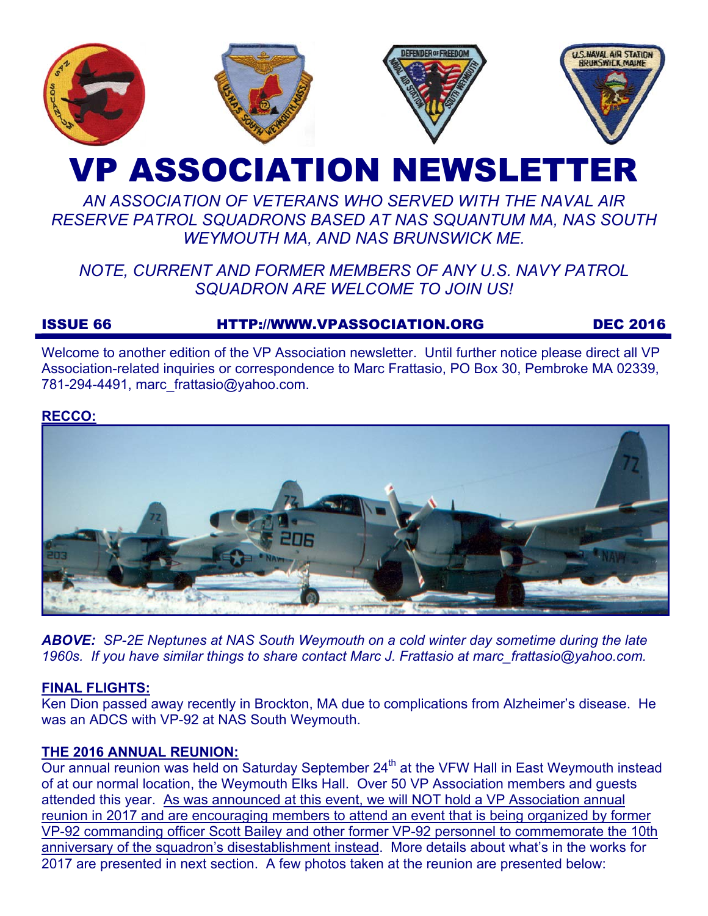# VP ASSOCIATION NEWSLETTER

*AN ASSOCIATION OF VETERANS WHO SERVED WITH THE NAVAL AIR RESERVE PATROL SQUADRONS BASED AT NAS SQUANTUM MA, NAS SOUTH WEYMOUTH MA, AND NAS BRUNSWICK ME.*

*NOTE, CURRENT AND FORMER MEMBERS OF ANY U.S. NAVY PATROL SQUADRON ARE WELCOME TO JOIN US!*

**ISSUE 66** **HTTP://WWW.VPASSOCIATION.ORG** **DEC 2016**

Welcome to another edition of the VP Association newsletter. Until further notice please direct all VP Association-related inquiries or correspondence to Marc Frattasio, PO Box 30, Pembroke MA 02339, 781-294-4491, marc_frattasio@yahoo.com.

## RECCO:

***ABOVE:*** *SP-2E Neptunes at NAS South Weymouth on a cold winter day sometime during the late 1960s. If you have similar things to share contact Marc J. Frattasio at marc_frattasio@yahoo.com.*

## FINAL FLIGHTS:

Ken Dion passed away recently in Brockton, MA due to complications from Alzheimer's disease. He was an ADCS with VP-92 at NAS South Weymouth.

## THE 2016 ANNUAL REUNION:

Our annual reunion was held on Saturday September 24th at the VFW Hall in East Weymouth instead of at our normal location, the Weymouth Elks Hall. Over 50 VP Association members and guests attended this year. As was announced at this event, we will NOT hold a VP Association annual reunion in 2017 and are encouraging members to attend an event that is being organized by former VP-92 commanding officer Scott Bailey and other former VP-92 personnel to commemorate the 10th anniversary of the squadron's disestablishment instead. More details about what's in the works for 2017 are presented in next section. A few photos taken at the reunion are presented below: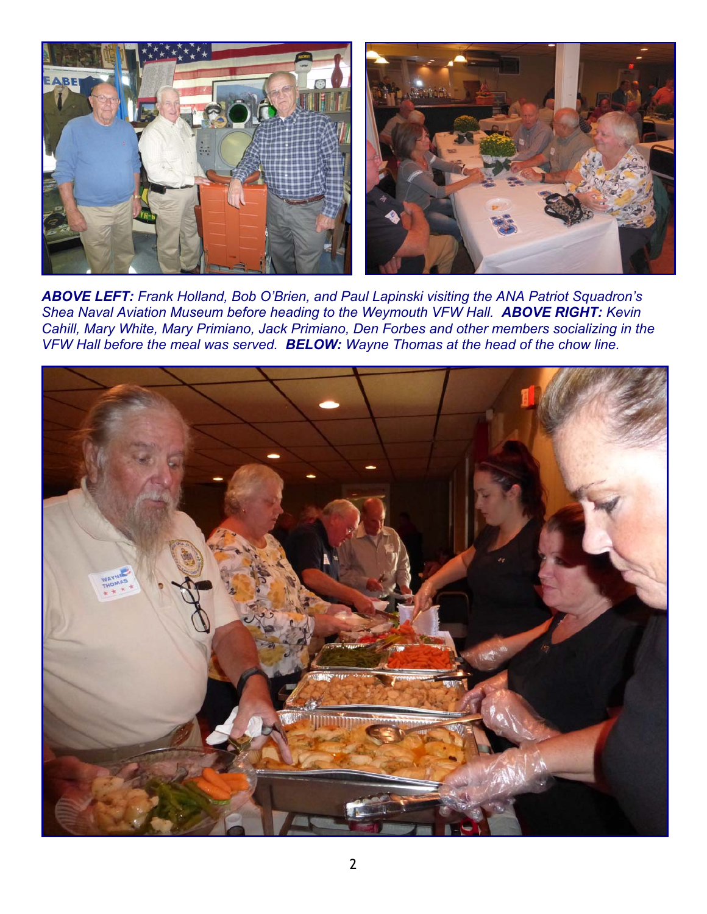***ABOVE LEFT:*** *Frank Holland, Bob O'Brien, and Paul Lapinski visiting the ANA Patriot Squadron's Shea Naval Aviation Museum before heading to the Weymouth VFW Hall.* ***ABOVE RIGHT:*** *Kevin Cahill, Mary White, Mary Primiano, Jack Primiano, Den Forbes and other members socializing in the VFW Hall before the meal was served.* ***BELOW:*** *Wayne Thomas at the head of the chow line.*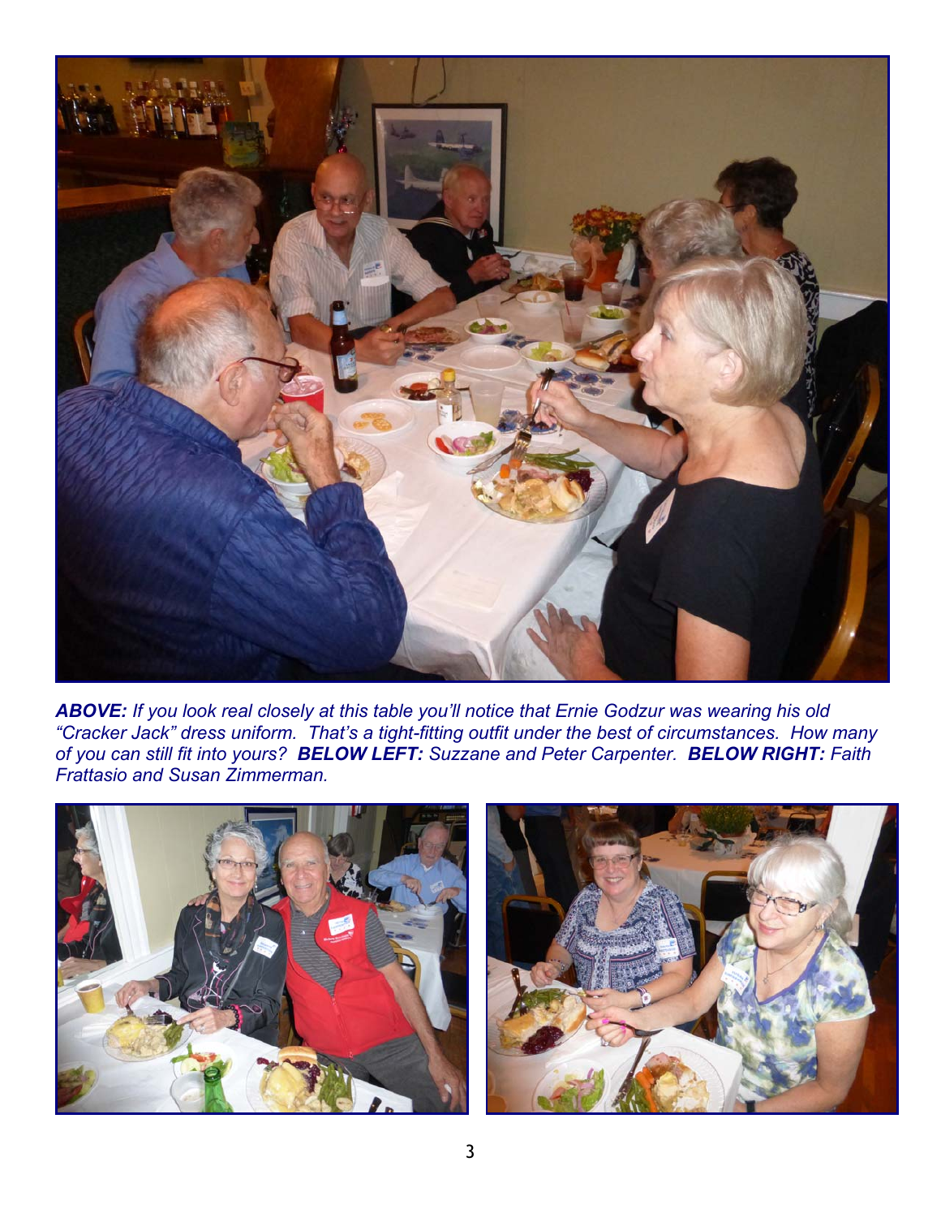***ABOVE:*** *If you look real closely at this table you'll notice that Ernie Godzur was wearing his old "Cracker Jack" dress uniform. That's a tight-fitting outfit under the best of circumstances. How many of you can still fit into yours?* ***BELOW LEFT:*** *Suzzane and Peter Carpenter.* ***BELOW RIGHT:*** *Faith Frattasio and Susan Zimmerman.*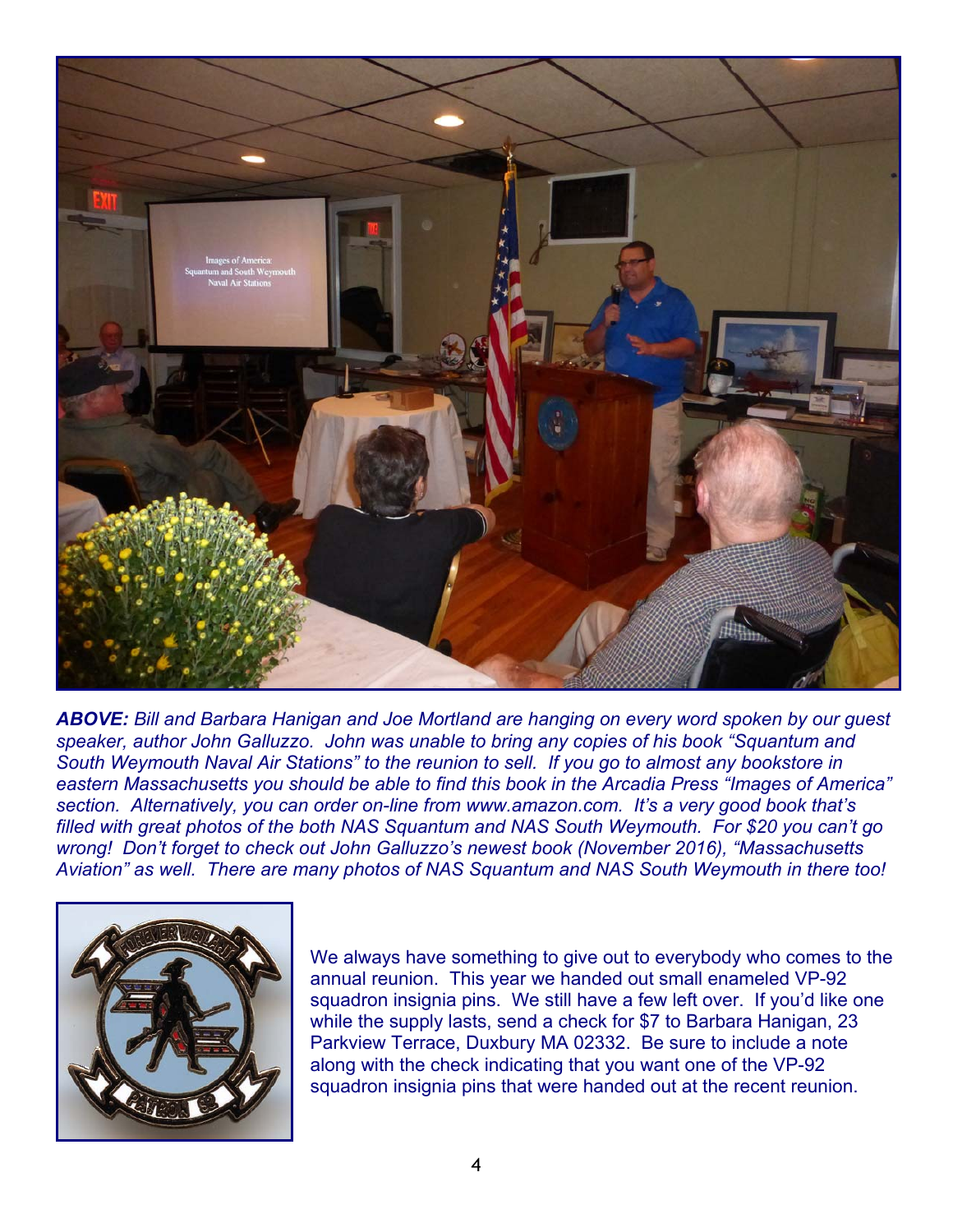***ABOVE:*** *Bill and Barbara Hanigan and Joe Mortland are hanging on every word spoken by our guest speaker, author John Galluzzo. John was unable to bring any copies of his book "Squantum and South Weymouth Naval Air Stations" to the reunion to sell. If you go to almost any bookstore in eastern Massachusetts you should be able to find this book in the Arcadia Press "Images of America" section. Alternatively, you can order on-line from www.amazon.com. It's a very good book that's filled with great photos of the both NAS Squantum and NAS South Weymouth. For $20 you can't go wrong! Don't forget to check out John Galluzzo's newest book (November 2016), "Massachusetts Aviation" as well. There are many photos of NAS Squantum and NAS South Weymouth in there too!*

We always have something to give out to everybody who comes to the annual reunion. This year we handed out small enameled VP-92 squadron insignia pins. We still have a few left over. If you'd like one while the supply lasts, send a check for $7 to Barbara Hanigan, 23 Parkview Terrace, Duxbury MA 02332. Be sure to include a note along with the check indicating that you want one of the VP-92 squadron insignia pins that were handed out at the recent reunion.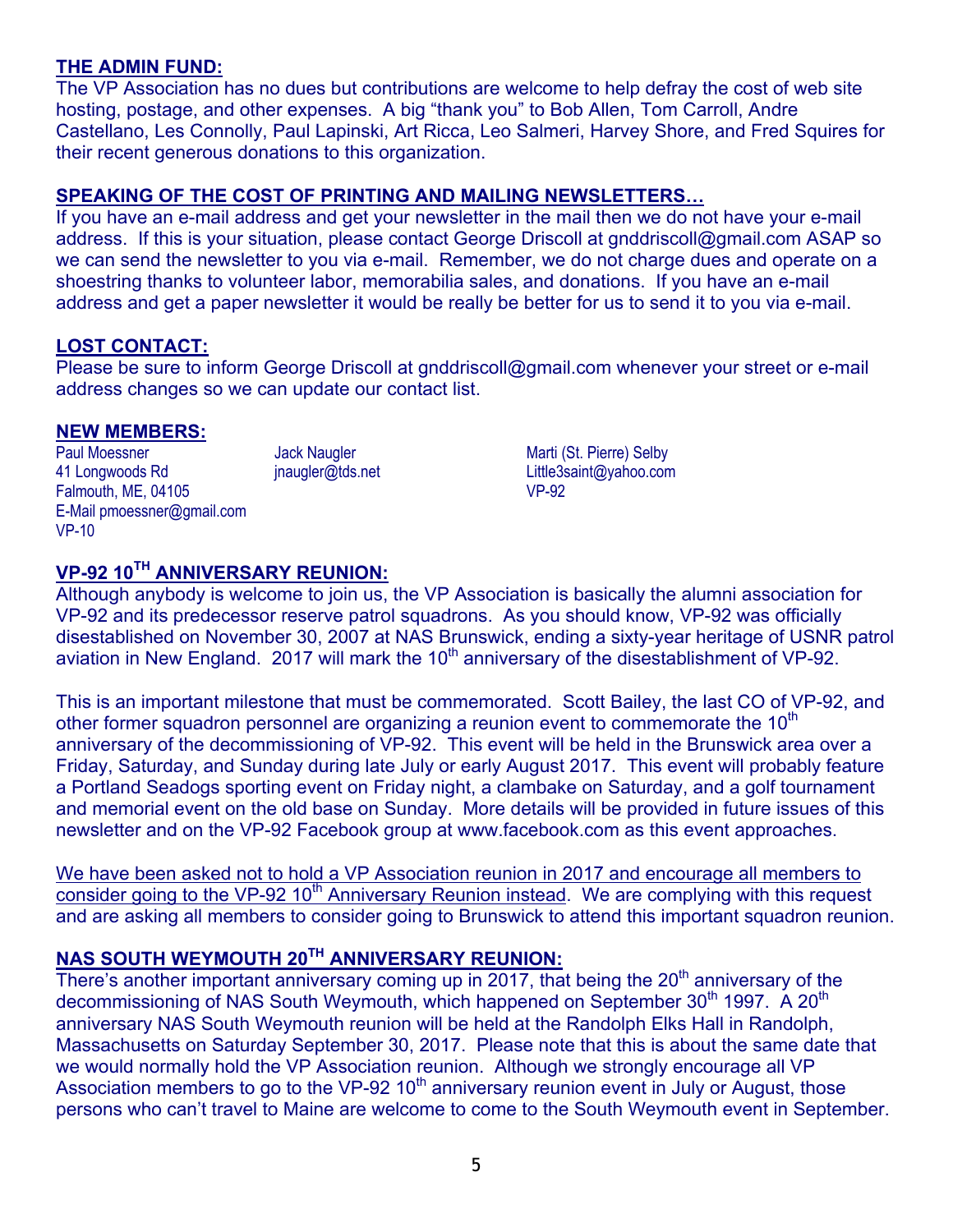## THE ADMIN FUND:

The VP Association has no dues but contributions are welcome to help defray the cost of web site hosting, postage, and other expenses. A big "thank you" to Bob Allen, Tom Carroll, Andre Castellano, Les Connolly, Paul Lapinski, Art Ricca, Leo Salmeri, Harvey Shore, and Fred Squires for their recent generous donations to this organization.

## SPEAKING OF THE COST OF PRINTING AND MAILING NEWSLETTERS…

If you have an e-mail address and get your newsletter in the mail then we do not have your e-mail address. If this is your situation, please contact George Driscoll at gnddriscoll@gmail.com ASAP so we can send the newsletter to you via e-mail. Remember, we do not charge dues and operate on a shoestring thanks to volunteer labor, memorabilia sales, and donations. If you have an e-mail address and get a paper newsletter it would be really be better for us to send it to you via e-mail.

## LOST CONTACT:

Please be sure to inform George Driscoll at gnddriscoll@gmail.com whenever your street or e-mail address changes so we can update our contact list.

## NEW MEMBERS:

Paul Moessner
41 Longwoods Rd
Falmouth, ME, 04105
E-Mail pmoessner@gmail.com
VP-10

Jack Naugler
jnaugler@tds.net

Marti (St. Pierre) Selby
Little3saint@yahoo.com
VP-92

## VP-92 10TH ANNIVERSARY REUNION:

Although anybody is welcome to join us, the VP Association is basically the alumni association for VP-92 and its predecessor reserve patrol squadrons. As you should know, VP-92 was officially disestablished on November 30, 2007 at NAS Brunswick, ending a sixty-year heritage of USNR patrol aviation in New England. 2017 will mark the 10th anniversary of the disestablishment of VP-92.

This is an important milestone that must be commemorated. Scott Bailey, the last CO of VP-92, and other former squadron personnel are organizing a reunion event to commemorate the 10th anniversary of the decommissioning of VP-92. This event will be held in the Brunswick area over a Friday, Saturday, and Sunday during late July or early August 2017. This event will probably feature a Portland Seadogs sporting event on Friday night, a clambake on Saturday, and a golf tournament and memorial event on the old base on Sunday. More details will be provided in future issues of this newsletter and on the VP-92 Facebook group at www.facebook.com as this event approaches.

We have been asked not to hold a VP Association reunion in 2017 and encourage all members to consider going to the VP-92 10th Anniversary Reunion instead. We are complying with this request and are asking all members to consider going to Brunswick to attend this important squadron reunion.

## NAS SOUTH WEYMOUTH 20TH ANNIVERSARY REUNION:

There's another important anniversary coming up in 2017, that being the 20th anniversary of the decommissioning of NAS South Weymouth, which happened on September 30th 1997. A 20th anniversary NAS South Weymouth reunion will be held at the Randolph Elks Hall in Randolph, Massachusetts on Saturday September 30, 2017. Please note that this is about the same date that we would normally hold the VP Association reunion. Although we strongly encourage all VP Association members to go to the VP-92 10th anniversary reunion event in July or August, those persons who can't travel to Maine are welcome to come to the South Weymouth event in September.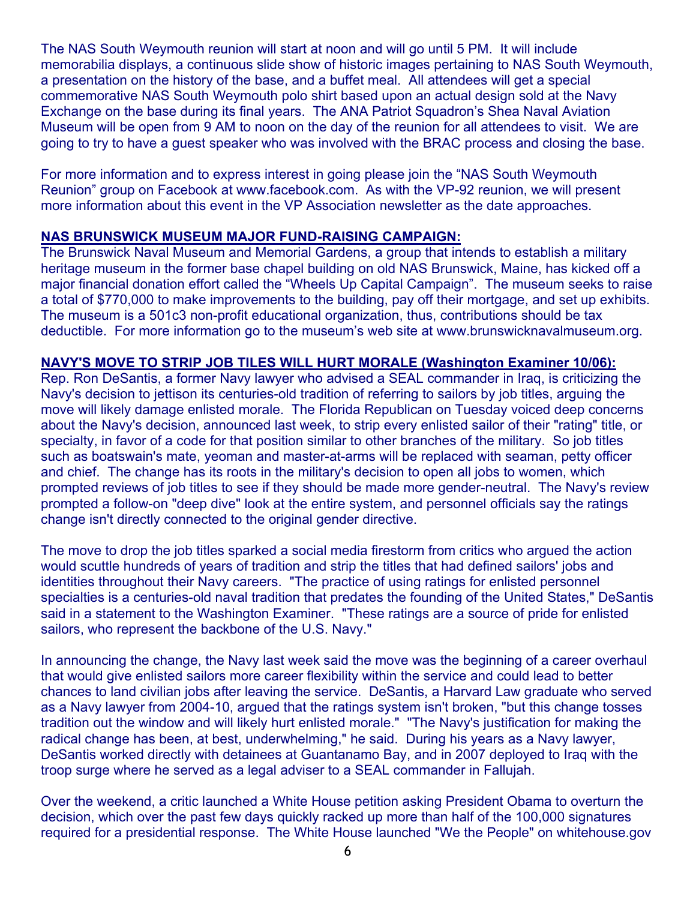The NAS South Weymouth reunion will start at noon and will go until 5 PM. It will include memorabilia displays, a continuous slide show of historic images pertaining to NAS South Weymouth, a presentation on the history of the base, and a buffet meal. All attendees will get a special commemorative NAS South Weymouth polo shirt based upon an actual design sold at the Navy Exchange on the base during its final years. The ANA Patriot Squadron's Shea Naval Aviation Museum will be open from 9 AM to noon on the day of the reunion for all attendees to visit. We are going to try to have a guest speaker who was involved with the BRAC process and closing the base.

For more information and to express interest in going please join the "NAS South Weymouth Reunion" group on Facebook at www.facebook.com. As with the VP-92 reunion, we will present more information about this event in the VP Association newsletter as the date approaches.

**NAS BRUNSWICK MUSEUM MAJOR FUND-RAISING CAMPAIGN:**

The Brunswick Naval Museum and Memorial Gardens, a group that intends to establish a military heritage museum in the former base chapel building on old NAS Brunswick, Maine, has kicked off a major financial donation effort called the "Wheels Up Capital Campaign". The museum seeks to raise a total of $770,000 to make improvements to the building, pay off their mortgage, and set up exhibits. The museum is a 501c3 non-profit educational organization, thus, contributions should be tax deductible. For more information go to the museum's web site at www.brunswicknavalmuseum.org.

**NAVY'S MOVE TO STRIP JOB TILES WILL HURT MORALE (Washington Examiner 10/06):**

Rep. Ron DeSantis, a former Navy lawyer who advised a SEAL commander in Iraq, is criticizing the Navy's decision to jettison its centuries-old tradition of referring to sailors by job titles, arguing the move will likely damage enlisted morale. The Florida Republican on Tuesday voiced deep concerns about the Navy's decision, announced last week, to strip every enlisted sailor of their "rating" title, or specialty, in favor of a code for that position similar to other branches of the military. So job titles such as boatswain's mate, yeoman and master-at-arms will be replaced with seaman, petty officer and chief. The change has its roots in the military's decision to open all jobs to women, which prompted reviews of job titles to see if they should be made more gender-neutral. The Navy's review prompted a follow-on "deep dive" look at the entire system, and personnel officials say the ratings change isn't directly connected to the original gender directive.

The move to drop the job titles sparked a social media firestorm from critics who argued the action would scuttle hundreds of years of tradition and strip the titles that had defined sailors' jobs and identities throughout their Navy careers. "The practice of using ratings for enlisted personnel specialties is a centuries-old naval tradition that predates the founding of the United States," DeSantis said in a statement to the Washington Examiner. "These ratings are a source of pride for enlisted sailors, who represent the backbone of the U.S. Navy."

In announcing the change, the Navy last week said the move was the beginning of a career overhaul that would give enlisted sailors more career flexibility within the service and could lead to better chances to land civilian jobs after leaving the service. DeSantis, a Harvard Law graduate who served as a Navy lawyer from 2004-10, argued that the ratings system isn't broken, "but this change tosses tradition out the window and will likely hurt enlisted morale." "The Navy's justification for making the radical change has been, at best, underwhelming," he said. During his years as a Navy lawyer, DeSantis worked directly with detainees at Guantanamo Bay, and in 2007 deployed to Iraq with the troop surge where he served as a legal adviser to a SEAL commander in Fallujah.

Over the weekend, a critic launched a White House petition asking President Obama to overturn the decision, which over the past few days quickly racked up more than half of the 100,000 signatures required for a presidential response. The White House launched "We the People" on whitehouse.gov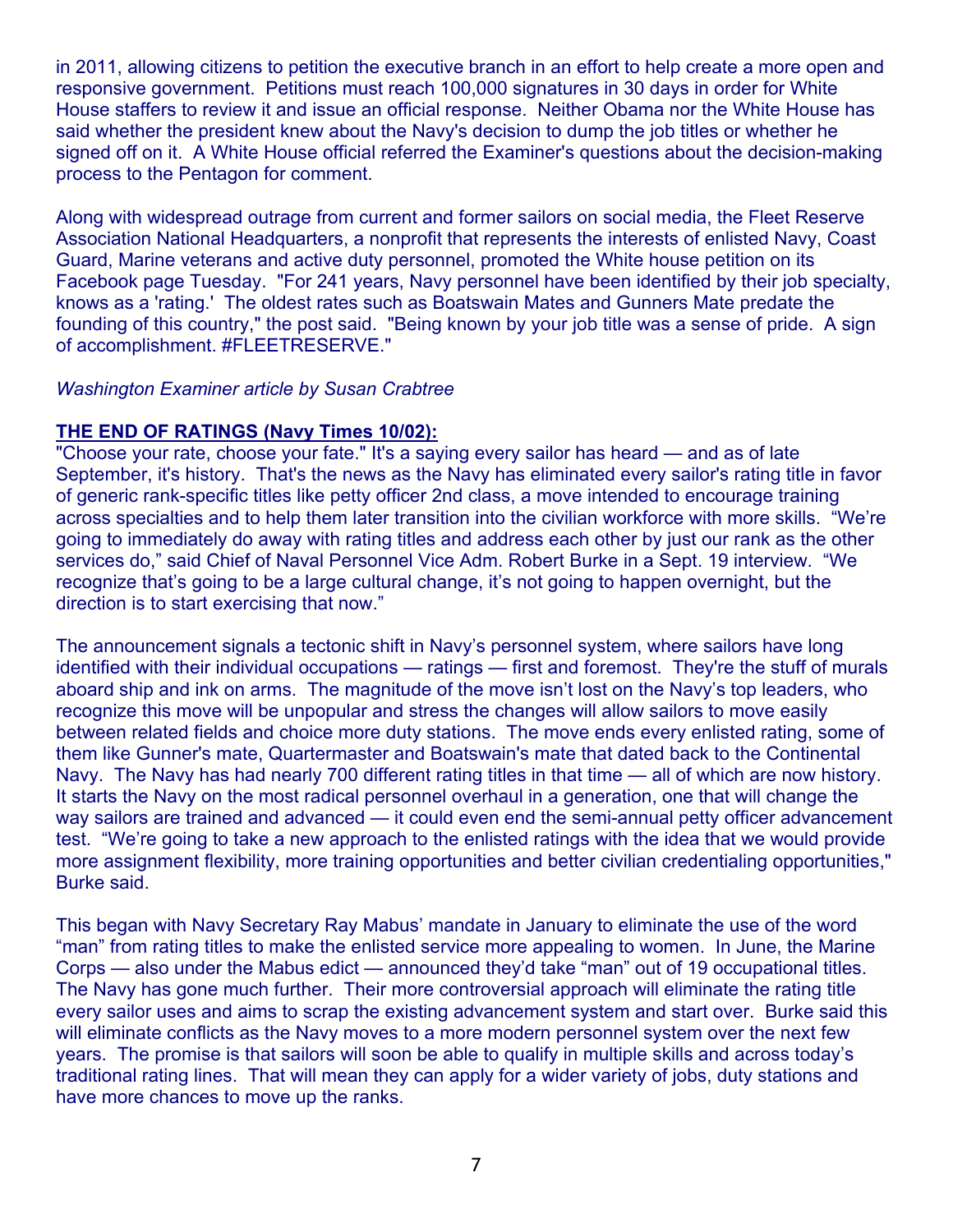in 2011, allowing citizens to petition the executive branch in an effort to help create a more open and responsive government. Petitions must reach 100,000 signatures in 30 days in order for White House staffers to review it and issue an official response. Neither Obama nor the White House has said whether the president knew about the Navy's decision to dump the job titles or whether he signed off on it. A White House official referred the Examiner's questions about the decision-making process to the Pentagon for comment.

Along with widespread outrage from current and former sailors on social media, the Fleet Reserve Association National Headquarters, a nonprofit that represents the interests of enlisted Navy, Coast Guard, Marine veterans and active duty personnel, promoted the White house petition on its Facebook page Tuesday. "For 241 years, Navy personnel have been identified by their job specialty, knows as a 'rating.' The oldest rates such as Boatswain Mates and Gunners Mate predate the founding of this country," the post said. "Being known by your job title was a sense of pride. A sign of accomplishment. #FLEETRESERVE."

*Washington Examiner article by Susan Crabtree*

**THE END OF RATINGS (Navy Times 10/02):**

"Choose your rate, choose your fate." It's a saying every sailor has heard — and as of late September, it's history. That's the news as the Navy has eliminated every sailor's rating title in favor of generic rank-specific titles like petty officer 2nd class, a move intended to encourage training across specialties and to help them later transition into the civilian workforce with more skills. "We're going to immediately do away with rating titles and address each other by just our rank as the other services do," said Chief of Naval Personnel Vice Adm. Robert Burke in a Sept. 19 interview. "We recognize that's going to be a large cultural change, it's not going to happen overnight, but the direction is to start exercising that now."

The announcement signals a tectonic shift in Navy's personnel system, where sailors have long identified with their individual occupations — ratings — first and foremost. They're the stuff of murals aboard ship and ink on arms. The magnitude of the move isn't lost on the Navy's top leaders, who recognize this move will be unpopular and stress the changes will allow sailors to move easily between related fields and choice more duty stations. The move ends every enlisted rating, some of them like Gunner's mate, Quartermaster and Boatswain's mate that dated back to the Continental Navy. The Navy has had nearly 700 different rating titles in that time — all of which are now history. It starts the Navy on the most radical personnel overhaul in a generation, one that will change the way sailors are trained and advanced — it could even end the semi-annual petty officer advancement test. "We're going to take a new approach to the enlisted ratings with the idea that we would provide more assignment flexibility, more training opportunities and better civilian credentialing opportunities," Burke said.

This began with Navy Secretary Ray Mabus' mandate in January to eliminate the use of the word "man" from rating titles to make the enlisted service more appealing to women. In June, the Marine Corps — also under the Mabus edict — announced they'd take "man" out of 19 occupational titles. The Navy has gone much further. Their more controversial approach will eliminate the rating title every sailor uses and aims to scrap the existing advancement system and start over. Burke said this will eliminate conflicts as the Navy moves to a more modern personnel system over the next few years. The promise is that sailors will soon be able to qualify in multiple skills and across today's traditional rating lines. That will mean they can apply for a wider variety of jobs, duty stations and have more chances to move up the ranks.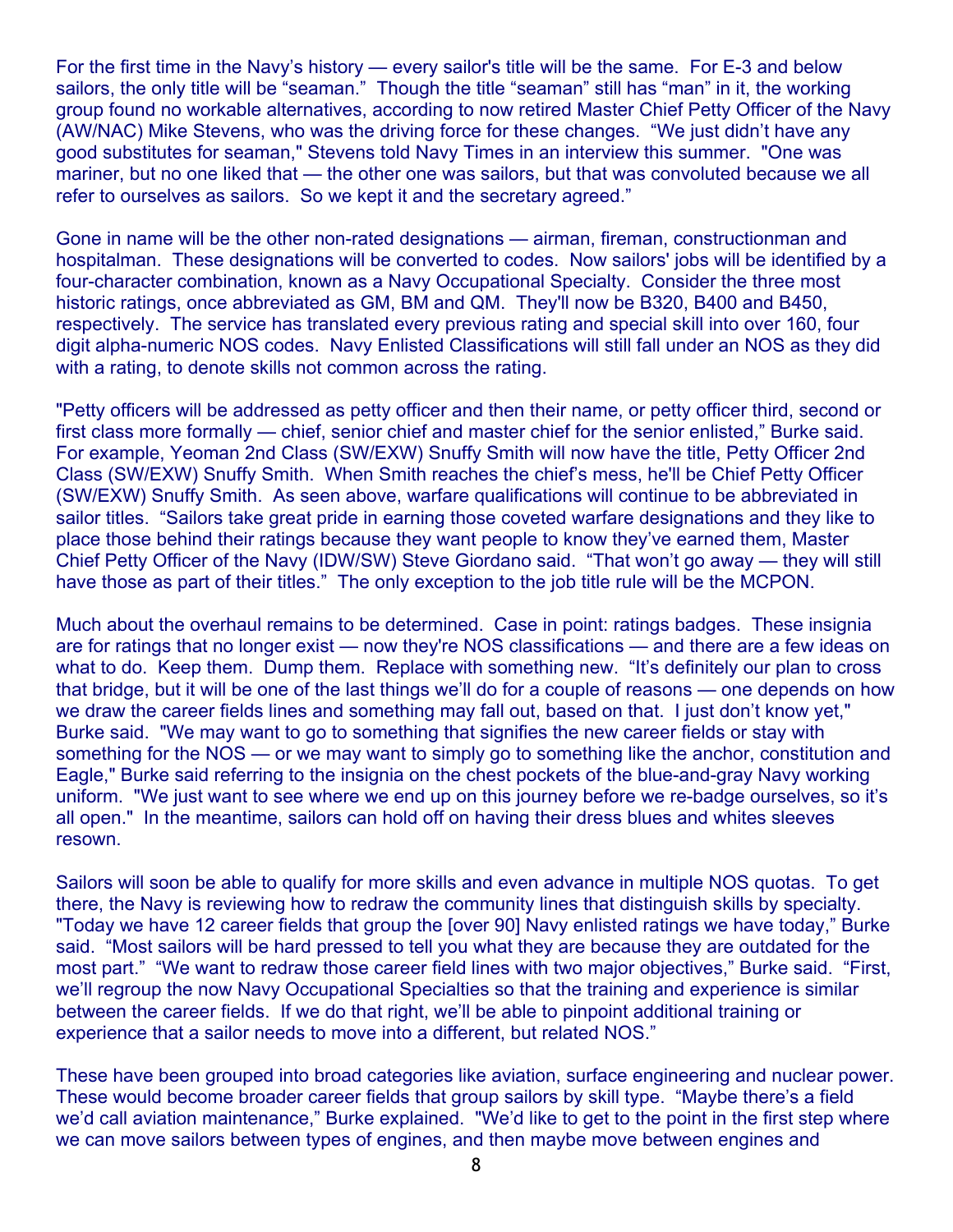For the first time in the Navy's history — every sailor's title will be the same. For E-3 and below sailors, the only title will be "seaman." Though the title "seaman" still has "man" in it, the working group found no workable alternatives, according to now retired Master Chief Petty Officer of the Navy (AW/NAC) Mike Stevens, who was the driving force for these changes. "We just didn't have any good substitutes for seaman," Stevens told Navy Times in an interview this summer. "One was mariner, but no one liked that — the other one was sailors, but that was convoluted because we all refer to ourselves as sailors. So we kept it and the secretary agreed."

Gone in name will be the other non-rated designations — airman, fireman, constructionman and hospitalman. These designations will be converted to codes. Now sailors' jobs will be identified by a four-character combination, known as a Navy Occupational Specialty. Consider the three most historic ratings, once abbreviated as GM, BM and QM. They'll now be B320, B400 and B450, respectively. The service has translated every previous rating and special skill into over 160, four digit alpha-numeric NOS codes. Navy Enlisted Classifications will still fall under an NOS as they did with a rating, to denote skills not common across the rating.

"Petty officers will be addressed as petty officer and then their name, or petty officer third, second or first class more formally — chief, senior chief and master chief for the senior enlisted," Burke said. For example, Yeoman 2nd Class (SW/EXW) Snuffy Smith will now have the title, Petty Officer 2nd Class (SW/EXW) Snuffy Smith. When Smith reaches the chief's mess, he'll be Chief Petty Officer (SW/EXW) Snuffy Smith. As seen above, warfare qualifications will continue to be abbreviated in sailor titles. "Sailors take great pride in earning those coveted warfare designations and they like to place those behind their ratings because they want people to know they've earned them, Master Chief Petty Officer of the Navy (IDW/SW) Steve Giordano said. "That won't go away — they will still have those as part of their titles." The only exception to the job title rule will be the MCPON.

Much about the overhaul remains to be determined. Case in point: ratings badges. These insignia are for ratings that no longer exist — now they're NOS classifications — and there are a few ideas on what to do. Keep them. Dump them. Replace with something new. "It's definitely our plan to cross that bridge, but it will be one of the last things we'll do for a couple of reasons — one depends on how we draw the career fields lines and something may fall out, based on that. I just don't know yet," Burke said. "We may want to go to something that signifies the new career fields or stay with something for the NOS — or we may want to simply go to something like the anchor, constitution and Eagle," Burke said referring to the insignia on the chest pockets of the blue-and-gray Navy working uniform. "We just want to see where we end up on this journey before we re-badge ourselves, so it's all open." In the meantime, sailors can hold off on having their dress blues and whites sleeves resown.

Sailors will soon be able to qualify for more skills and even advance in multiple NOS quotas. To get there, the Navy is reviewing how to redraw the community lines that distinguish skills by specialty. "Today we have 12 career fields that group the [over 90] Navy enlisted ratings we have today," Burke said. "Most sailors will be hard pressed to tell you what they are because they are outdated for the most part." "We want to redraw those career field lines with two major objectives," Burke said. "First, we'll regroup the now Navy Occupational Specialties so that the training and experience is similar between the career fields. If we do that right, we'll be able to pinpoint additional training or experience that a sailor needs to move into a different, but related NOS."

These have been grouped into broad categories like aviation, surface engineering and nuclear power. These would become broader career fields that group sailors by skill type. "Maybe there's a field we'd call aviation maintenance," Burke explained. "We'd like to get to the point in the first step where we can move sailors between types of engines, and then maybe move between engines and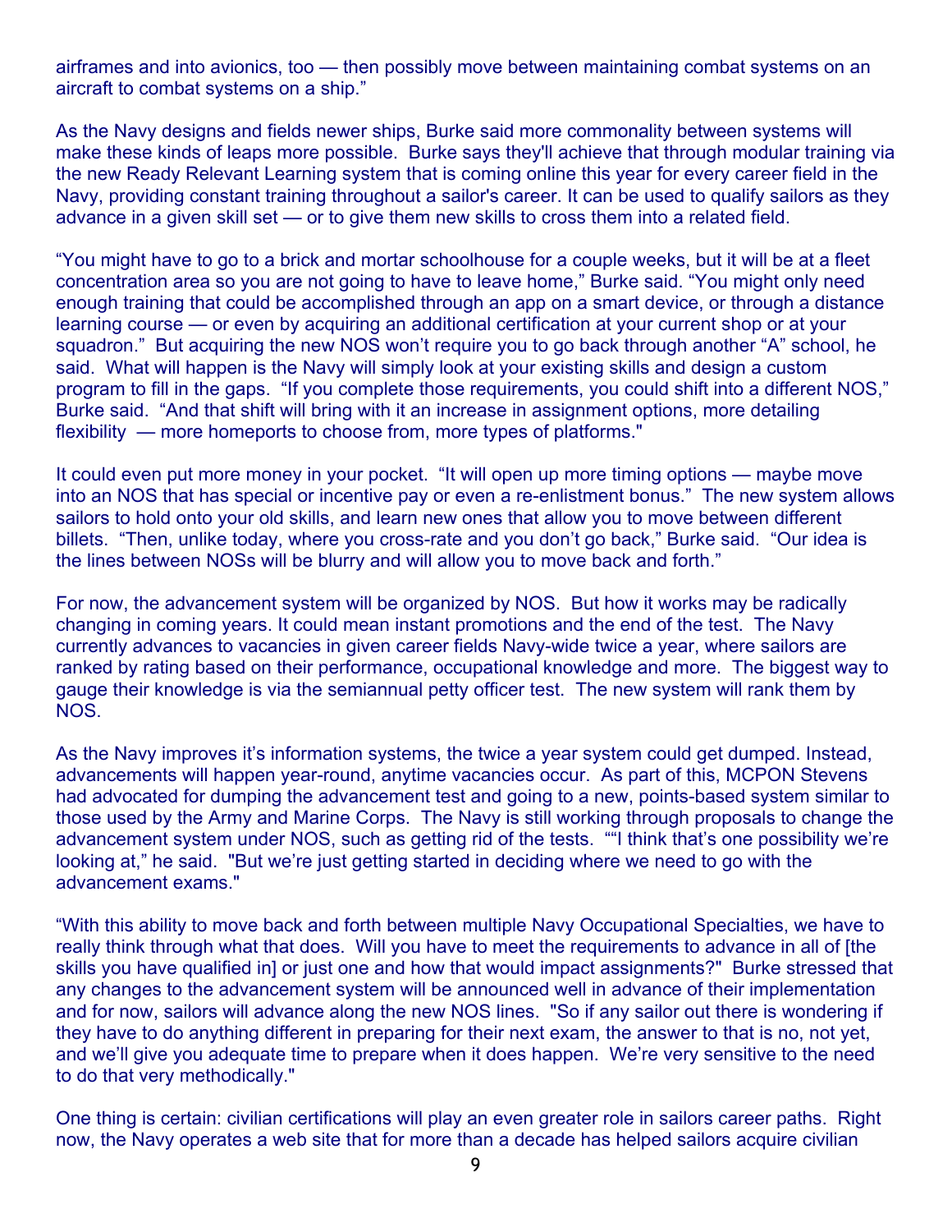airframes and into avionics, too — then possibly move between maintaining combat systems on an aircraft to combat systems on a ship."

As the Navy designs and fields newer ships, Burke said more commonality between systems will make these kinds of leaps more possible. Burke says they'll achieve that through modular training via the new Ready Relevant Learning system that is coming online this year for every career field in the Navy, providing constant training throughout a sailor's career. It can be used to qualify sailors as they advance in a given skill set — or to give them new skills to cross them into a related field.

"You might have to go to a brick and mortar schoolhouse for a couple weeks, but it will be at a fleet concentration area so you are not going to have to leave home," Burke said. "You might only need enough training that could be accomplished through an app on a smart device, or through a distance learning course — or even by acquiring an additional certification at your current shop or at your squadron." But acquiring the new NOS won't require you to go back through another "A" school, he said. What will happen is the Navy will simply look at your existing skills and design a custom program to fill in the gaps. "If you complete those requirements, you could shift into a different NOS," Burke said. "And that shift will bring with it an increase in assignment options, more detailing flexibility — more homeports to choose from, more types of platforms."

It could even put more money in your pocket. "It will open up more timing options — maybe move into an NOS that has special or incentive pay or even a re-enlistment bonus." The new system allows sailors to hold onto your old skills, and learn new ones that allow you to move between different billets. "Then, unlike today, where you cross-rate and you don't go back," Burke said. "Our idea is the lines between NOSs will be blurry and will allow you to move back and forth."

For now, the advancement system will be organized by NOS. But how it works may be radically changing in coming years. It could mean instant promotions and the end of the test. The Navy currently advances to vacancies in given career fields Navy-wide twice a year, where sailors are ranked by rating based on their performance, occupational knowledge and more. The biggest way to gauge their knowledge is via the semiannual petty officer test. The new system will rank them by NOS.

As the Navy improves it's information systems, the twice a year system could get dumped. Instead, advancements will happen year-round, anytime vacancies occur. As part of this, MCPON Stevens had advocated for dumping the advancement test and going to a new, points-based system similar to those used by the Army and Marine Corps. The Navy is still working through proposals to change the advancement system under NOS, such as getting rid of the tests. ""I think that's one possibility we're looking at," he said. "But we're just getting started in deciding where we need to go with the advancement exams."

"With this ability to move back and forth between multiple Navy Occupational Specialties, we have to really think through what that does. Will you have to meet the requirements to advance in all of [the skills you have qualified in] or just one and how that would impact assignments?" Burke stressed that any changes to the advancement system will be announced well in advance of their implementation and for now, sailors will advance along the new NOS lines. "So if any sailor out there is wondering if they have to do anything different in preparing for their next exam, the answer to that is no, not yet, and we'll give you adequate time to prepare when it does happen. We're very sensitive to the need to do that very methodically."

One thing is certain: civilian certifications will play an even greater role in sailors career paths. Right now, the Navy operates a web site that for more than a decade has helped sailors acquire civilian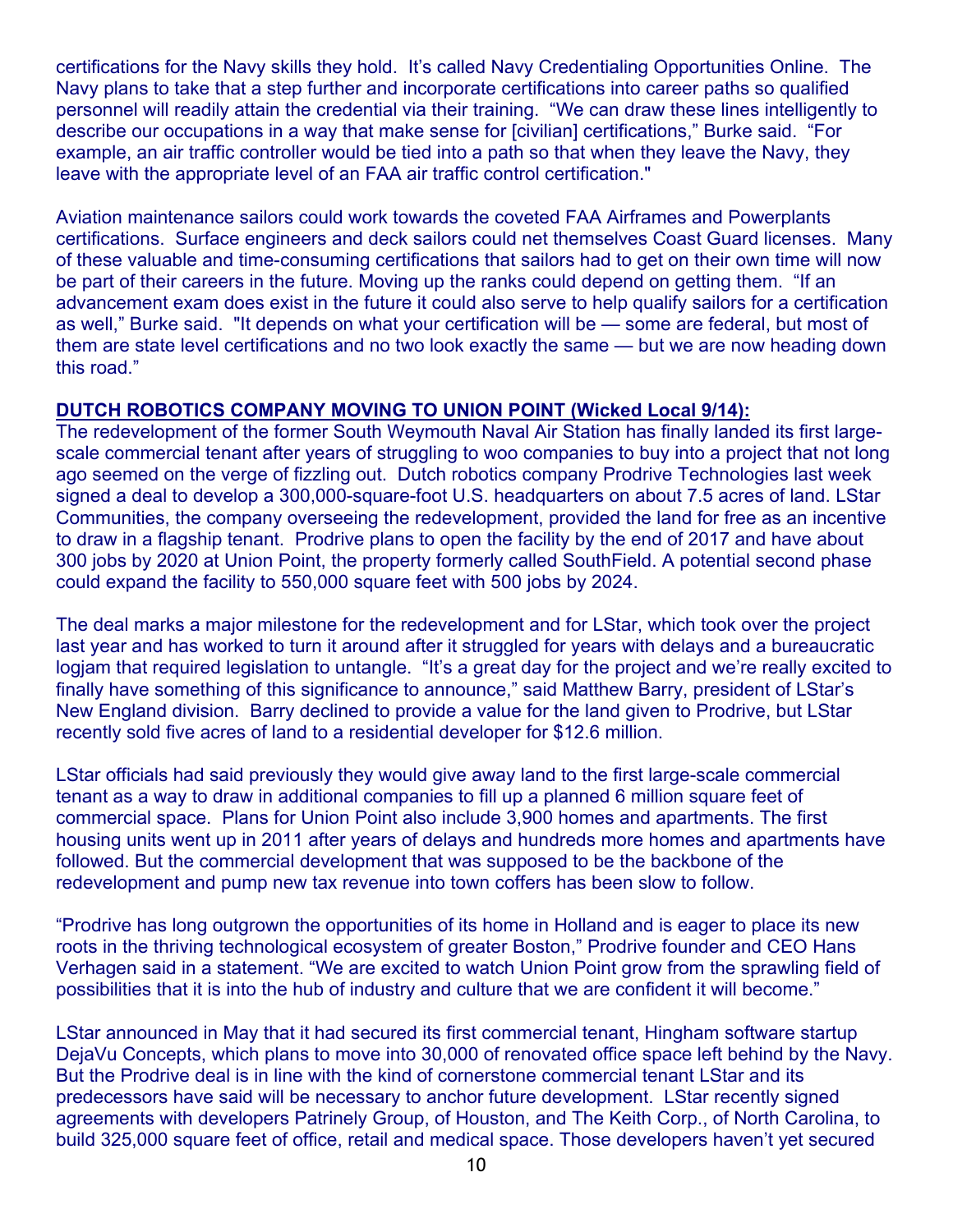certifications for the Navy skills they hold. It's called Navy Credentialing Opportunities Online. The Navy plans to take that a step further and incorporate certifications into career paths so qualified personnel will readily attain the credential via their training. "We can draw these lines intelligently to describe our occupations in a way that make sense for [civilian] certifications," Burke said. "For example, an air traffic controller would be tied into a path so that when they leave the Navy, they leave with the appropriate level of an FAA air traffic control certification."

Aviation maintenance sailors could work towards the coveted FAA Airframes and Powerplants certifications. Surface engineers and deck sailors could net themselves Coast Guard licenses. Many of these valuable and time-consuming certifications that sailors had to get on their own time will now be part of their careers in the future. Moving up the ranks could depend on getting them. "If an advancement exam does exist in the future it could also serve to help qualify sailors for a certification as well," Burke said. "It depends on what your certification will be — some are federal, but most of them are state level certifications and no two look exactly the same — but we are now heading down this road."

**DUTCH ROBOTICS COMPANY MOVING TO UNION POINT (Wicked Local 9/14):**

The redevelopment of the former South Weymouth Naval Air Station has finally landed its first large-scale commercial tenant after years of struggling to woo companies to buy into a project that not long ago seemed on the verge of fizzling out. Dutch robotics company Prodrive Technologies last week signed a deal to develop a 300,000-square-foot U.S. headquarters on about 7.5 acres of land. LStar Communities, the company overseeing the redevelopment, provided the land for free as an incentive to draw in a flagship tenant. Prodrive plans to open the facility by the end of 2017 and have about 300 jobs by 2020 at Union Point, the property formerly called SouthField. A potential second phase could expand the facility to 550,000 square feet with 500 jobs by 2024.

The deal marks a major milestone for the redevelopment and for LStar, which took over the project last year and has worked to turn it around after it struggled for years with delays and a bureaucratic logjam that required legislation to untangle. "It's a great day for the project and we're really excited to finally have something of this significance to announce," said Matthew Barry, president of LStar's New England division. Barry declined to provide a value for the land given to Prodrive, but LStar recently sold five acres of land to a residential developer for $12.6 million.

LStar officials had said previously they would give away land to the first large-scale commercial tenant as a way to draw in additional companies to fill up a planned 6 million square feet of commercial space. Plans for Union Point also include 3,900 homes and apartments. The first housing units went up in 2011 after years of delays and hundreds more homes and apartments have followed. But the commercial development that was supposed to be the backbone of the redevelopment and pump new tax revenue into town coffers has been slow to follow.

"Prodrive has long outgrown the opportunities of its home in Holland and is eager to place its new roots in the thriving technological ecosystem of greater Boston," Prodrive founder and CEO Hans Verhagen said in a statement. "We are excited to watch Union Point grow from the sprawling field of possibilities that it is into the hub of industry and culture that we are confident it will become."

LStar announced in May that it had secured its first commercial tenant, Hingham software startup DejaVu Concepts, which plans to move into 30,000 of renovated office space left behind by the Navy. But the Prodrive deal is in line with the kind of cornerstone commercial tenant LStar and its predecessors have said will be necessary to anchor future development. LStar recently signed agreements with developers Patrinely Group, of Houston, and The Keith Corp., of North Carolina, to build 325,000 square feet of office, retail and medical space. Those developers haven't yet secured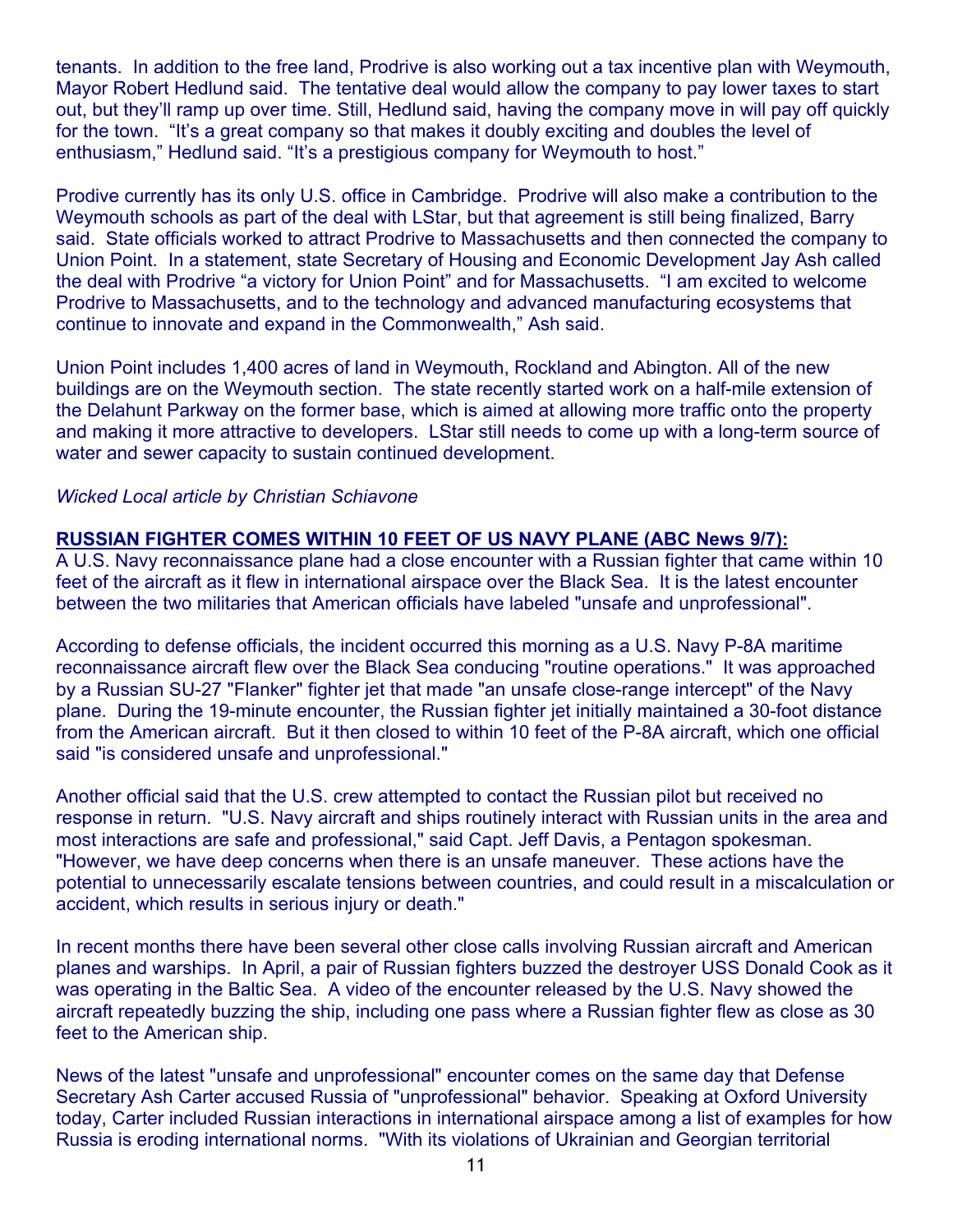tenants. In addition to the free land, Prodrive is also working out a tax incentive plan with Weymouth, Mayor Robert Hedlund said. The tentative deal would allow the company to pay lower taxes to start out, but they'll ramp up over time. Still, Hedlund said, having the company move in will pay off quickly for the town. "It's a great company so that makes it doubly exciting and doubles the level of enthusiasm," Hedlund said. "It's a prestigious company for Weymouth to host."

Prodive currently has its only U.S. office in Cambridge. Prodrive will also make a contribution to the Weymouth schools as part of the deal with LStar, but that agreement is still being finalized, Barry said. State officials worked to attract Prodrive to Massachusetts and then connected the company to Union Point. In a statement, state Secretary of Housing and Economic Development Jay Ash called the deal with Prodrive "a victory for Union Point" and for Massachusetts. "I am excited to welcome Prodrive to Massachusetts, and to the technology and advanced manufacturing ecosystems that continue to innovate and expand in the Commonwealth," Ash said.

Union Point includes 1,400 acres of land in Weymouth, Rockland and Abington. All of the new buildings are on the Weymouth section. The state recently started work on a half-mile extension of the Delahunt Parkway on the former base, which is aimed at allowing more traffic onto the property and making it more attractive to developers. LStar still needs to come up with a long-term source of water and sewer capacity to sustain continued development.

*Wicked Local article by Christian Schiavone*

**RUSSIAN FIGHTER COMES WITHIN 10 FEET OF US NAVY PLANE (ABC News 9/7):**

A U.S. Navy reconnaissance plane had a close encounter with a Russian fighter that came within 10 feet of the aircraft as it flew in international airspace over the Black Sea. It is the latest encounter between the two militaries that American officials have labeled "unsafe and unprofessional".

According to defense officials, the incident occurred this morning as a U.S. Navy P-8A maritime reconnaissance aircraft flew over the Black Sea conducing "routine operations." It was approached by a Russian SU-27 "Flanker" fighter jet that made "an unsafe close-range intercept" of the Navy plane. During the 19-minute encounter, the Russian fighter jet initially maintained a 30-foot distance from the American aircraft. But it then closed to within 10 feet of the P-8A aircraft, which one official said "is considered unsafe and unprofessional."

Another official said that the U.S. crew attempted to contact the Russian pilot but received no response in return. "U.S. Navy aircraft and ships routinely interact with Russian units in the area and most interactions are safe and professional," said Capt. Jeff Davis, a Pentagon spokesman. "However, we have deep concerns when there is an unsafe maneuver. These actions have the potential to unnecessarily escalate tensions between countries, and could result in a miscalculation or accident, which results in serious injury or death."

In recent months there have been several other close calls involving Russian aircraft and American planes and warships. In April, a pair of Russian fighters buzzed the destroyer USS Donald Cook as it was operating in the Baltic Sea. A video of the encounter released by the U.S. Navy showed the aircraft repeatedly buzzing the ship, including one pass where a Russian fighter flew as close as 30 feet to the American ship.

News of the latest "unsafe and unprofessional" encounter comes on the same day that Defense Secretary Ash Carter accused Russia of "unprofessional" behavior. Speaking at Oxford University today, Carter included Russian interactions in international airspace among a list of examples for how Russia is eroding international norms. "With its violations of Ukrainian and Georgian territorial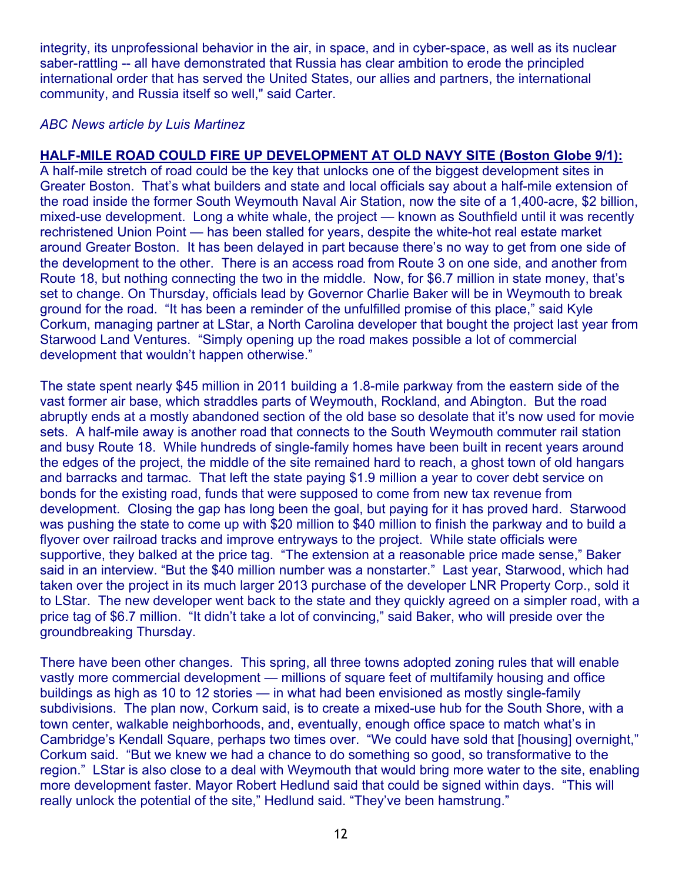integrity, its unprofessional behavior in the air, in space, and in cyber-space, as well as its nuclear saber-rattling -- all have demonstrated that Russia has clear ambition to erode the principled international order that has served the United States, our allies and partners, the international community, and Russia itself so well," said Carter.

*ABC News article by Luis Martinez*

**HALF-MILE ROAD COULD FIRE UP DEVELOPMENT AT OLD NAVY SITE (Boston Globe 9/1):**
A half-mile stretch of road could be the key that unlocks one of the biggest development sites in Greater Boston. That's what builders and state and local officials say about a half-mile extension of the road inside the former South Weymouth Naval Air Station, now the site of a 1,400-acre, $2 billion, mixed-use development. Long a white whale, the project — known as Southfield until it was recently rechristened Union Point — has been stalled for years, despite the white-hot real estate market around Greater Boston. It has been delayed in part because there's no way to get from one side of the development to the other. There is an access road from Route 3 on one side, and another from Route 18, but nothing connecting the two in the middle. Now, for $6.7 million in state money, that's set to change. On Thursday, officials lead by Governor Charlie Baker will be in Weymouth to break ground for the road. "It has been a reminder of the unfulfilled promise of this place," said Kyle Corkum, managing partner at LStar, a North Carolina developer that bought the project last year from Starwood Land Ventures. "Simply opening up the road makes possible a lot of commercial development that wouldn't happen otherwise."

The state spent nearly $45 million in 2011 building a 1.8-mile parkway from the eastern side of the vast former air base, which straddles parts of Weymouth, Rockland, and Abington. But the road abruptly ends at a mostly abandoned section of the old base so desolate that it's now used for movie sets. A half-mile away is another road that connects to the South Weymouth commuter rail station and busy Route 18. While hundreds of single-family homes have been built in recent years around the edges of the project, the middle of the site remained hard to reach, a ghost town of old hangars and barracks and tarmac. That left the state paying $1.9 million a year to cover debt service on bonds for the existing road, funds that were supposed to come from new tax revenue from development. Closing the gap has long been the goal, but paying for it has proved hard. Starwood was pushing the state to come up with $20 million to $40 million to finish the parkway and to build a flyover over railroad tracks and improve entryways to the project. While state officials were supportive, they balked at the price tag. "The extension at a reasonable price made sense," Baker said in an interview. "But the $40 million number was a nonstarter." Last year, Starwood, which had taken over the project in its much larger 2013 purchase of the developer LNR Property Corp., sold it to LStar. The new developer went back to the state and they quickly agreed on a simpler road, with a price tag of $6.7 million. "It didn't take a lot of convincing," said Baker, who will preside over the groundbreaking Thursday.

There have been other changes. This spring, all three towns adopted zoning rules that will enable vastly more commercial development — millions of square feet of multifamily housing and office buildings as high as 10 to 12 stories — in what had been envisioned as mostly single-family subdivisions. The plan now, Corkum said, is to create a mixed-use hub for the South Shore, with a town center, walkable neighborhoods, and, eventually, enough office space to match what's in Cambridge's Kendall Square, perhaps two times over. "We could have sold that [housing] overnight," Corkum said. "But we knew we had a chance to do something so good, so transformative to the region." LStar is also close to a deal with Weymouth that would bring more water to the site, enabling more development faster. Mayor Robert Hedlund said that could be signed within days. "This will really unlock the potential of the site," Hedlund said. "They've been hamstrung."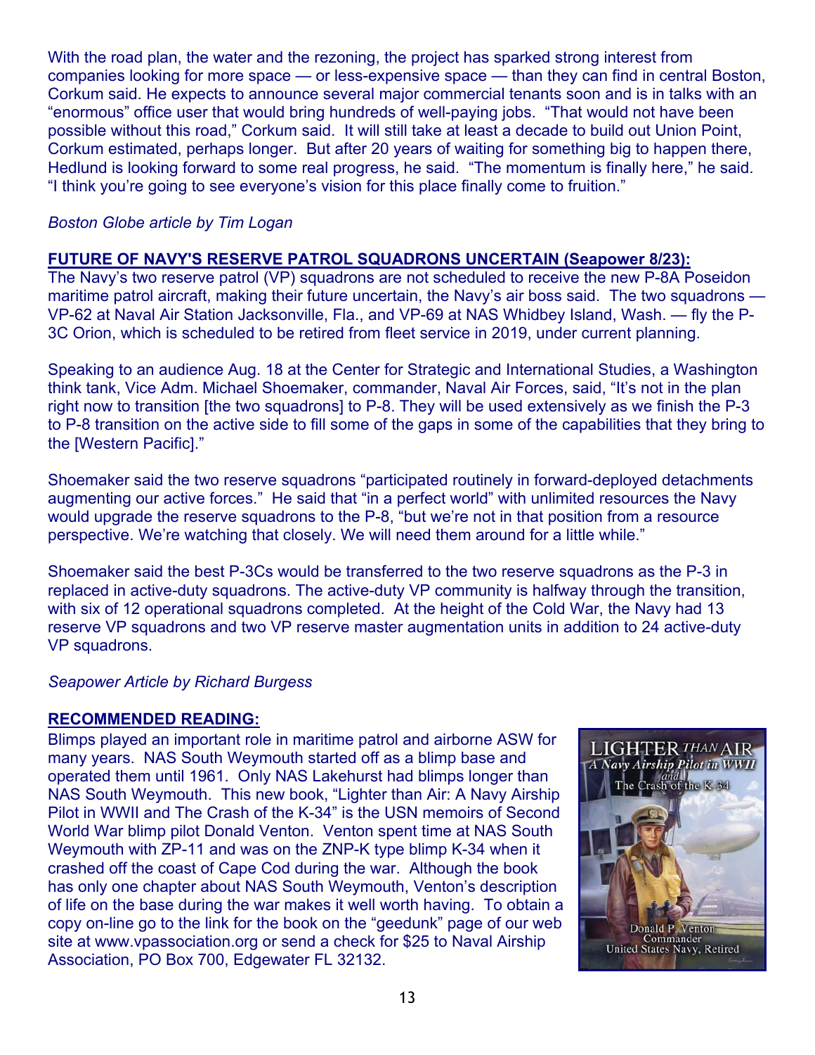With the road plan, the water and the rezoning, the project has sparked strong interest from companies looking for more space — or less-expensive space — than they can find in central Boston, Corkum said. He expects to announce several major commercial tenants soon and is in talks with an “enormous” office user that would bring hundreds of well-paying jobs. “That would not have been possible without this road,” Corkum said. It will still take at least a decade to build out Union Point, Corkum estimated, perhaps longer. But after 20 years of waiting for something big to happen there, Hedlund is looking forward to some real progress, he said. “The momentum is finally here,” he said. “I think you’re going to see everyone’s vision for this place finally come to fruition.”

*Boston Globe article by Tim Logan*

**FUTURE OF NAVY'S RESERVE PATROL SQUADRONS UNCERTAIN (Seapower 8/23):**

The Navy’s two reserve patrol (VP) squadrons are not scheduled to receive the new P-8A Poseidon maritime patrol aircraft, making their future uncertain, the Navy’s air boss said. The two squadrons — VP-62 at Naval Air Station Jacksonville, Fla., and VP-69 at NAS Whidbey Island, Wash. — fly the P-3C Orion, which is scheduled to be retired from fleet service in 2019, under current planning.

Speaking to an audience Aug. 18 at the Center for Strategic and International Studies, a Washington think tank, Vice Adm. Michael Shoemaker, commander, Naval Air Forces, said, “It’s not in the plan right now to transition [the two squadrons] to P-8. They will be used extensively as we finish the P-3 to P-8 transition on the active side to fill some of the gaps in some of the capabilities that they bring to the [Western Pacific].”

Shoemaker said the two reserve squadrons “participated routinely in forward-deployed detachments augmenting our active forces.” He said that “in a perfect world” with unlimited resources the Navy would upgrade the reserve squadrons to the P-8, “but we’re not in that position from a resource perspective. We’re watching that closely. We will need them around for a little while.”

Shoemaker said the best P-3Cs would be transferred to the two reserve squadrons as the P-3 in replaced in active-duty squadrons. The active-duty VP community is halfway through the transition, with six of 12 operational squadrons completed. At the height of the Cold War, the Navy had 13 reserve VP squadrons and two VP reserve master augmentation units in addition to 24 active-duty VP squadrons.

*Seapower Article by Richard Burgess*

**RECOMMENDED READING:**

Blimps played an important role in maritime patrol and airborne ASW for many years. NAS South Weymouth started off as a blimp base and operated them until 1961. Only NAS Lakehurst had blimps longer than NAS South Weymouth. This new book, “Lighter than Air: A Navy Airship Pilot in WWII and The Crash of the K-34” is the USN memoirs of Second World War blimp pilot Donald Venton. Venton spent time at NAS South Weymouth with ZP-11 and was on the ZNP-K type blimp K-34 when it crashed off the coast of Cape Cod during the war. Although the book has only one chapter about NAS South Weymouth, Venton’s description of life on the base during the war makes it well worth having. To obtain a copy on-line go to the link for the book on the “geedunk” page of our web site at www.vpassociation.org or send a check for $25 to Naval Airship Association, PO Box 700, Edgewater FL 32132.

LIGHTER THAN AIR
A Navy Airship Pilot in WWII and The Crash of the K-34
Donald P. Venton
Commander
United States Navy, Retired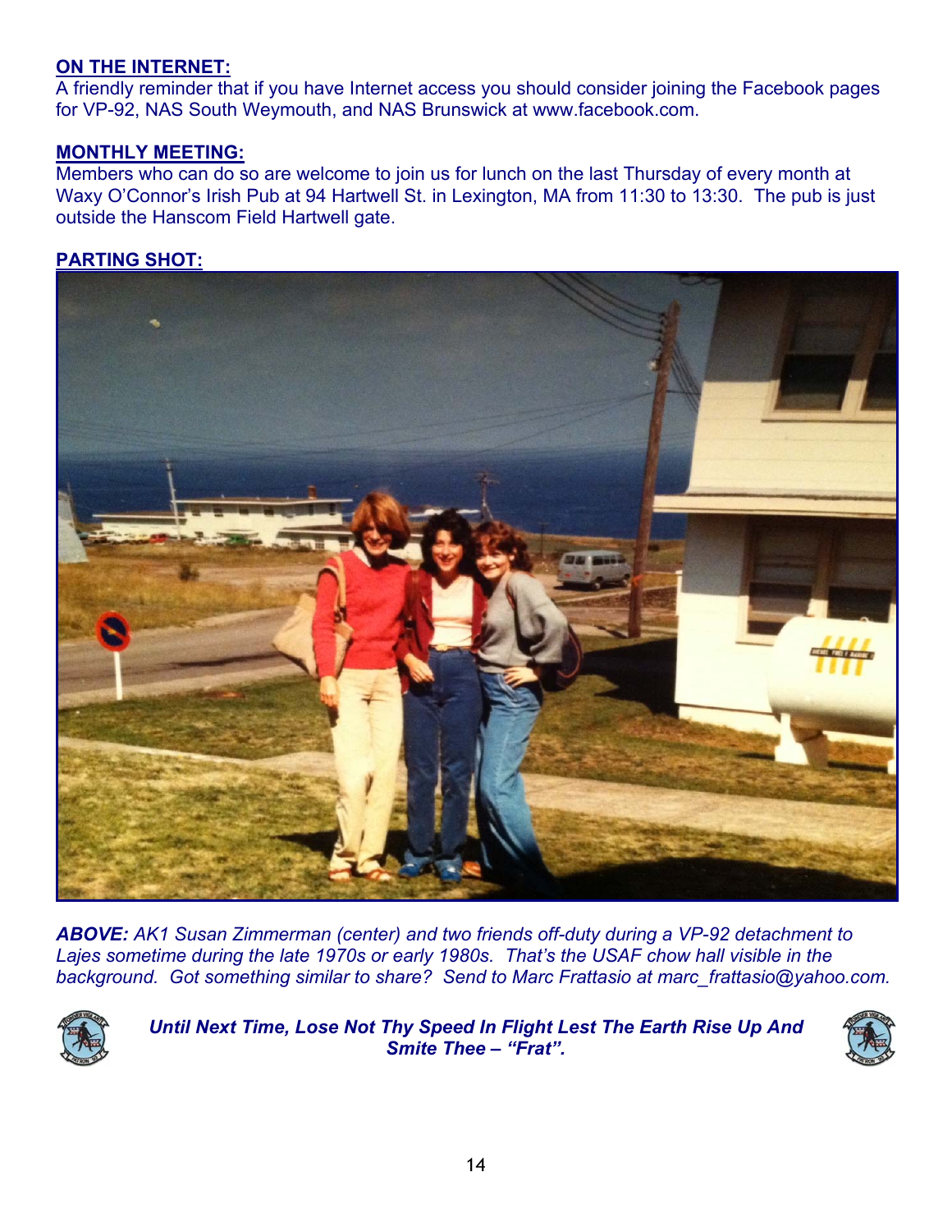**ON THE INTERNET:**

A friendly reminder that if you have Internet access you should consider joining the Facebook pages for VP-92, NAS South Weymouth, and NAS Brunswick at www.facebook.com.

**MONTHLY MEETING:**

Members who can do so are welcome to join us for lunch on the last Thursday of every month at Waxy O'Connor's Irish Pub at 94 Hartwell St. in Lexington, MA from 11:30 to 13:30. The pub is just outside the Hanscom Field Hartwell gate.

**PARTING SHOT:**

***ABOVE:*** *AK1 Susan Zimmerman (center) and two friends off-duty during a VP-92 detachment to Lajes sometime during the late 1970s or early 1980s. That's the USAF chow hall visible in the background. Got something similar to share? Send to Marc Frattasio at marc_frattasio@yahoo.com.*

***Until Next Time, Lose Not Thy Speed In Flight Lest The Earth Rise Up And Smite Thee – "Frat".***